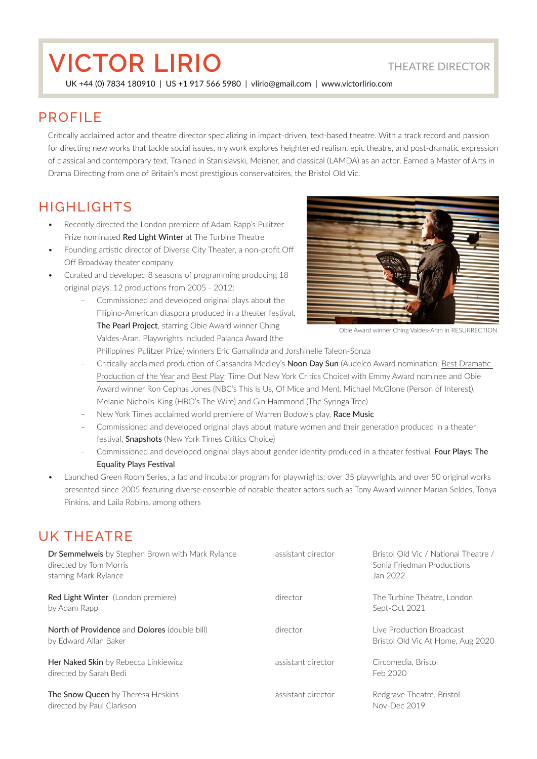# VICTOR LIRIO

THEATRE DIRECTOR

UK +44 (0) 7834 180910 | US +1 917 566 5980 | vlirio@gmail.com | www.victorlirio.com

## PROFILE

Critically acclaimed actor and theatre director specializing in impact-driven, text-based theatre. With a track record and passion for directing new works that tackle social issues, my work explores heightened realism, epic theatre, and post-dramatic expression of classical and contemporary text. Trained in Stanislavski, Meisner, and classical (LAMDA) as an actor. Earned a Master of Arts in Drama Directing from one of Britain's most prestigious conservatoires, the Bristol Old Vic.

## HIGHLIGHTS

- Recently directed the London premiere of Adam Rapp's Pulitzer Prize nominated **Red Light Winter** at The Turbine Theatre
- Founding artistic director of Diverse City Theater, a non-profit Off Off Broadway theater company
- Curated and developed 8 seasons of programming producing 18 original plays, 12 productions from 2005 - 2012:
  - Commissioned and developed original plays about the Filipino-American diaspora produced in a theater festival, **The Pearl Project**, starring Obie Award winner Ching Valdes-Aran. Playwrights included Palanca Award (the Philippines' Pulitzer Prize) winners Eric Gamalinda and Jorshinelle Taleon-Sonza
  - Critically-acclaimed production of Cassandra Medley's **Noon Day Sun** (Audelco Award nomination: Best Dramatic Production of the Year and Best Play; Time Out New York Critics Choice) with Emmy Award nominee and Obie Award winner Ron Cephas Jones (NBC's This is Us, Of Mice and Men), Michael McGlone (Person of Interest), Melanie Nicholls-King (HBO's The Wire) and Gin Hammond (The Syringa Tree)
  - New York Times acclaimed world premiere of Warren Bodow's play, **Race Music**
  - Commissioned and developed original plays about mature women and their generation produced in a theater festival, **Snapshots** (New York Times Critics Choice)
  - Commissioned and developed original plays about gender identity produced in a theater festival, **Four Plays: The Equality Plays Festival**
- Launched Green Room Series, a lab and incubator program for playwrights; over 35 playwrights and over 50 original works presented since 2005 featuring diverse ensemble of notable theater actors such as Tony Award winner Marian Seldes, Tonya Pinkins, and Laila Robins, among others

Obie Award winner Ching Valdes-Aran in RESURRECTION

## UK THEATRE

| | | |
|---|---|---|
| **Dr Semmelweis** by Stephen Brown with Mark Rylance<br>directed by Tom Morris<br>starring Mark Rylance | assistant director | Bristol Old Vic / National Theatre /<br>Sonia Friedman Productions<br>Jan 2022 |
| **Red Light Winter** (London premiere)<br>by Adam Rapp | director | The Turbine Theatre, London<br>Sept-Oct 2021 |
| **North of Providence** and **Dolores** (double bill)<br>by Edward Allan Baker | director | Live Production Broadcast<br>Bristol Old Vic At Home, Aug 2020 |
| **Her Naked Skin** by Rebecca Linkiewicz<br>directed by Sarah Bedi | assistant director | Circomedia, Bristol<br>Feb 2020 |
| **The Snow Queen** by Theresa Heskins<br>directed by Paul Clarkson | assistant director | Redgrave Theatre, Bristol<br>Nov-Dec 2019 |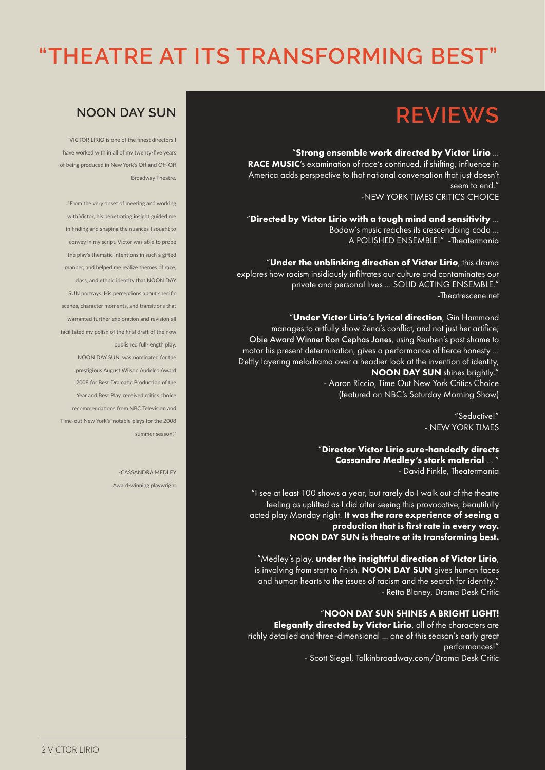# "THEATRE AT ITS TRANSFORMING BEST"

## NOON DAY SUN

"VICTOR LIRIO is one of the finest directors I have worked with in all of my twenty-five years of being produced in New York's Off and Off-Off Broadway Theatre.

"From the very onset of meeting and working with Victor, his penetrating insight guided me in finding and shaping the nuances I sought to convey in my script. Victor was able to probe the play's thematic intentions in such a gifted manner, and helped me realize themes of race, class, and ethnic identity that NOON DAY SUN portrays. His perceptions about specific scenes, character moments, and transitions that warranted further exploration and revision all facilitated my polish of the final draft of the now published full-length play.

NOON DAY SUN was nominated for the prestigious August Wilson Audelco Award 2008 for Best Dramatic Production of the Year and Best Play, received critics choice recommendations from NBC Television and Time-out New York's 'notable plays for the 2008 summer season.'"

-CASSANDRA MEDLEY
Award-winning playwright

## REVIEWS

"**Strong ensemble work directed by Victor Lirio** ... **RACE MUSIC**'s examination of race's continued, if shifting, influence in America adds perspective to that national conversation that just doesn't seem to end."
-NEW YORK TIMES CRITICS CHOICE

"**Directed by Victor Lirio with a tough mind and sensitivity** ... Bodow's music reaches its crescendoing coda ... A POLISHED ENSEMBLE!" -Theatermania

"**Under the unblinking direction of Victor Lirio**, this drama explores how racism insidiously infiltrates our culture and contaminates our private and personal lives ... SOLID ACTING ENSEMBLE."
-Theatrescene.net

"**Under Victor Lirio's lyrical direction**, Gin Hammond manages to artfully show Zena's conflict, and not just her artifice; Obie Award Winner Ron Cephas Jones, using Reuben's past shame to motor his present determination, gives a performance of fierce honesty ... Deftly layering melodrama over a headier look at the invention of identity, **NOON DAY SUN** shines brightly."
- Aaron Riccio, Time Out New York Critics Choice
(featured on NBC's Saturday Morning Show)

"Seductive!"
- NEW YORK TIMES

"**Director Victor Lirio sure-handedly directs Cassandra Medley's stark material** ... "
- David Finkle, Theatermania

"I see at least 100 shows a year, but rarely do I walk out of the theatre feeling as uplifted as I did after seeing this provocative, beautifully acted play Monday night. **It was the rare experience of seeing a production that is first rate in every way. NOON DAY SUN is theatre at its transforming best.**

"Medley's play, **under the insightful direction of Victor Lirio**, is involving from start to finish. **NOON DAY SUN** gives human faces and human hearts to the issues of racism and the search for identity."
- Retta Blaney, Drama Desk Critic

"**NOON DAY SUN SHINES A BRIGHT LIGHT! Elegantly directed by Victor Lirio**, all of the characters are richly detailed and three-dimensional ... one of this season's early great performances!"
- Scott Siegel, Talkinbroadway.com/Drama Desk Critic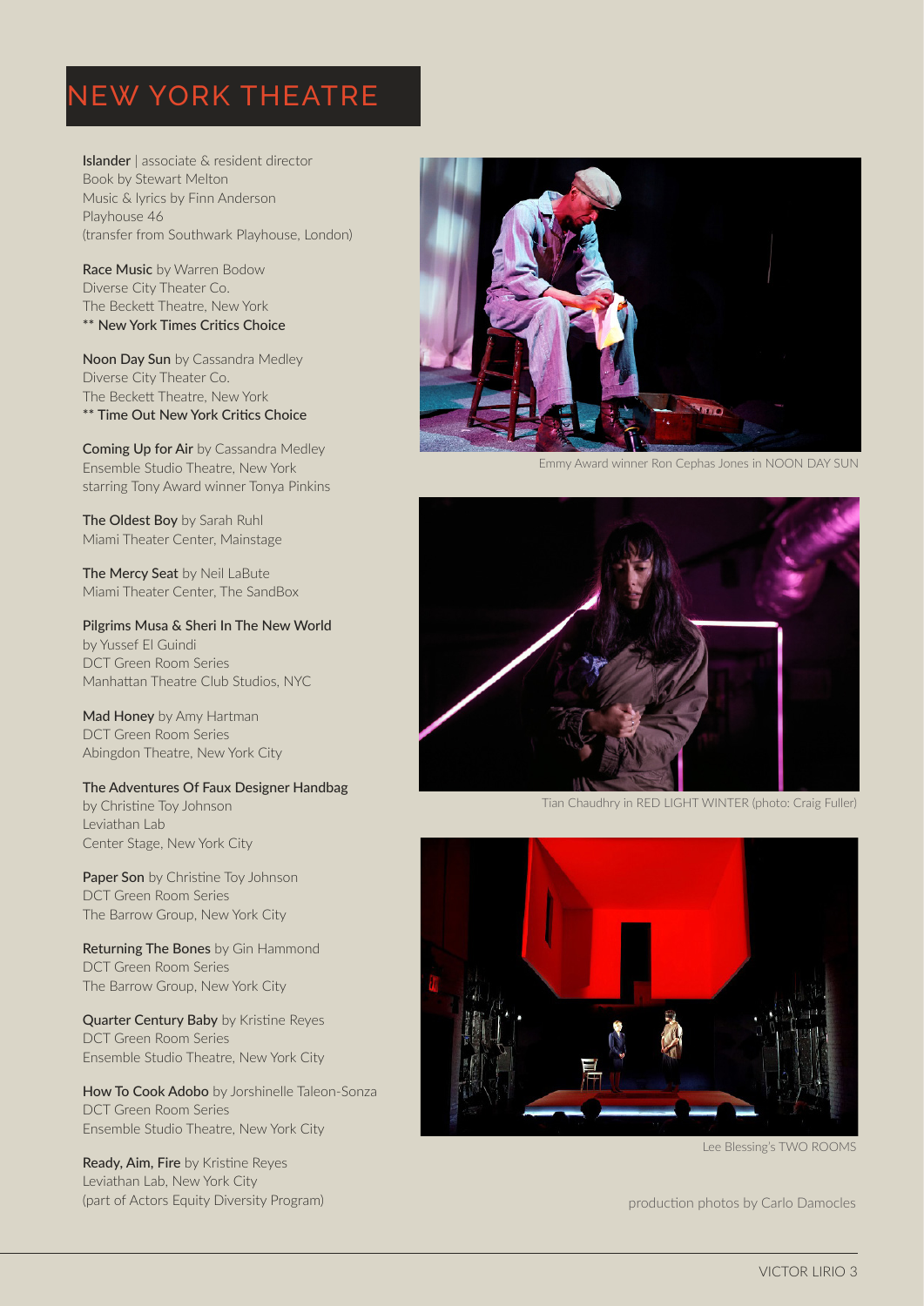# NEW YORK THEATRE

**Islander** | associate & resident director
Book by Stewart Melton
Music & lyrics by Finn Anderson
Playhouse 46
(transfer from Southwark Playhouse, London)

**Race Music** by Warren Bodow
Diverse City Theater Co.
The Beckett Theatre, New York
** New York Times Critics Choice

**Noon Day Sun** by Cassandra Medley
Diverse City Theater Co.
The Beckett Theatre, New York
** Time Out New York Critics Choice

**Coming Up for Air** by Cassandra Medley
Ensemble Studio Theatre, New York
starring Tony Award winner Tonya Pinkins

**The Oldest Boy** by Sarah Ruhl
Miami Theater Center, Mainstage

**The Mercy Seat** by Neil LaBute
Miami Theater Center, The SandBox

**Pilgrims Musa & Sheri In The New World**
by Yussef El Guindi
DCT Green Room Series
Manhattan Theatre Club Studios, NYC

**Mad Honey** by Amy Hartman
DCT Green Room Series
Abingdon Theatre, New York City

**The Adventures Of Faux Designer Handbag**
by Christine Toy Johnson
Leviathan Lab
Center Stage, New York City

**Paper Son** by Christine Toy Johnson
DCT Green Room Series
The Barrow Group, New York City

**Returning The Bones** by Gin Hammond
DCT Green Room Series
The Barrow Group, New York City

**Quarter Century Baby** by Kristine Reyes
DCT Green Room Series
Ensemble Studio Theatre, New York City

**How To Cook Adobo** by Jorshinelle Taleon-Sonza
DCT Green Room Series
Ensemble Studio Theatre, New York City

**Ready, Aim, Fire** by Kristine Reyes
Leviathan Lab, New York City
(part of Actors Equity Diversity Program)

Emmy Award winner Ron Cephas Jones in NOON DAY SUN

Tian Chaudhry in RED LIGHT WINTER (photo: Craig Fuller)

Lee Blessing's TWO ROOMS

production photos by Carlo Damocles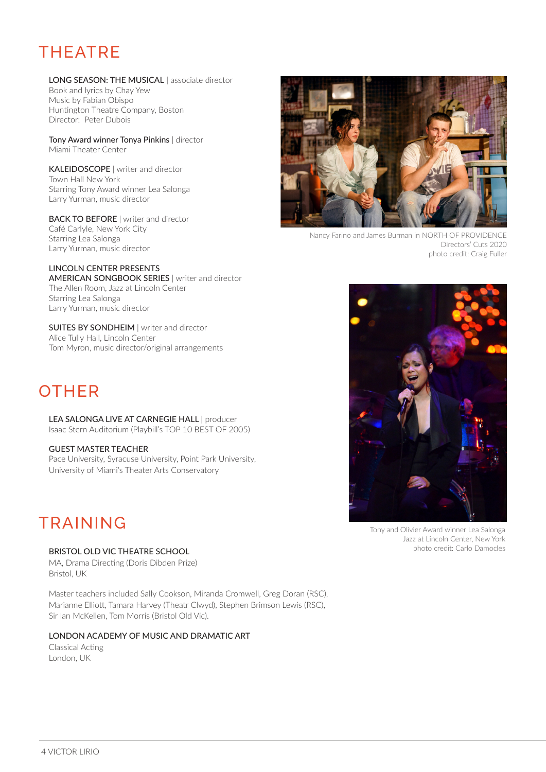# THEATRE

**LONG SEASON: THE MUSICAL** | associate director
Book and lyrics by Chay Yew
Music by Fabian Obispo
Huntington Theatre Company, Boston
Director: Peter Dubois

**Tony Award winner Tonya Pinkins** | director
Miami Theater Center

**KALEIDOSCOPE** | writer and director
Town Hall New York
Starring Tony Award winner Lea Salonga
Larry Yurman, music director

**BACK TO BEFORE** | writer and director
Café Carlyle, New York City
Starring Lea Salonga
Larry Yurman, music director

**LINCOLN CENTER PRESENTS AMERICAN SONGBOOK SERIES** | writer and director
The Allen Room, Jazz at Lincoln Center
Starring Lea Salonga
Larry Yurman, music director

**SUITES BY SONDHEIM** | writer and director
Alice Tully Hall, Lincoln Center
Tom Myron, music director/original arrangements

Nancy Farino and James Burman in NORTH OF PROVIDENCE
Directors' Cuts 2020
photo credit: Craig Fuller

# OTHER

**LEA SALONGA LIVE AT CARNEGIE HALL** | producer
Isaac Stern Auditorium (Playbill's TOP 10 BEST OF 2005)

**GUEST MASTER TEACHER**
Pace University, Syracuse University, Point Park University,
University of Miami's Theater Arts Conservatory

Tony and Olivier Award winner Lea Salonga
Jazz at Lincoln Center, New York
photo credit: Carlo Damocles

# TRAINING

**BRISTOL OLD VIC THEATRE SCHOOL**
MA, Drama Directing (Doris Dibden Prize)
Bristol, UK

Master teachers included Sally Cookson, Miranda Cromwell, Greg Doran (RSC), Marianne Elliott, Tamara Harvey (Theatr Clwyd), Stephen Brimson Lewis (RSC), Sir Ian McKellen, Tom Morris (Bristol Old Vic).

**LONDON ACADEMY OF MUSIC AND DRAMATIC ART**
Classical Acting
London, UK